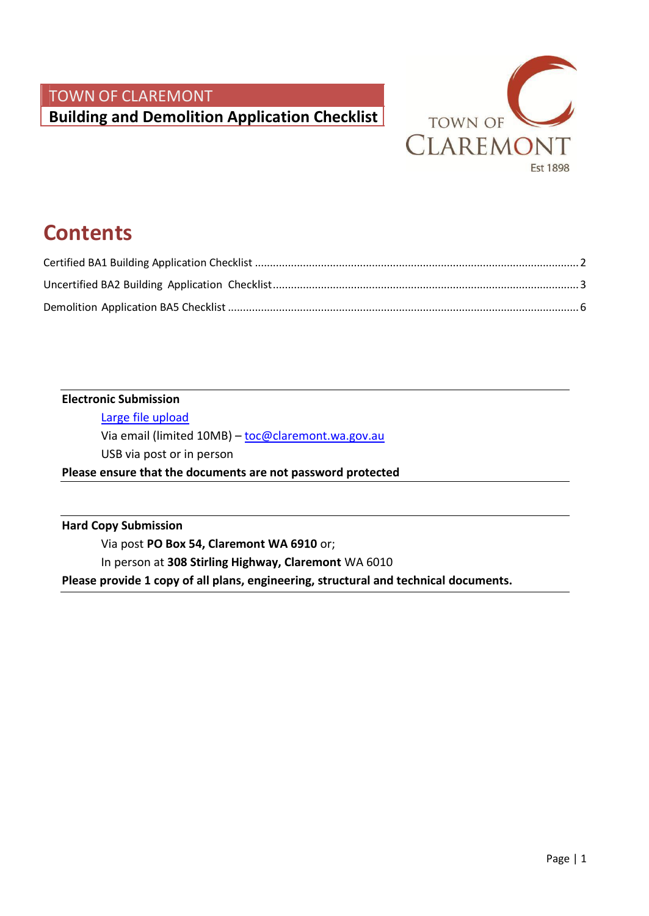TOWN OF CLAREMONT

# Building and Demolition Application Checklist

## Contents

Certified BA1 Building Application Checklist .......... 2

Uncertified BA2 Building Application Checklist .......... 3

Demolition Application BA5 Checklist .......... 6

**Electronic Submission**

- Large file upload
- Via email (limited 10MB) – toc@claremont.wa.gov.au
- USB via post or in person

**Please ensure that the documents are not password protected**

**Hard Copy Submission**

- Via post **PO Box 54, Claremont WA 6910** or;
- In person at **308 Stirling Highway, Claremont** WA 6010

**Please provide 1 copy of all plans, engineering, structural and technical documents.**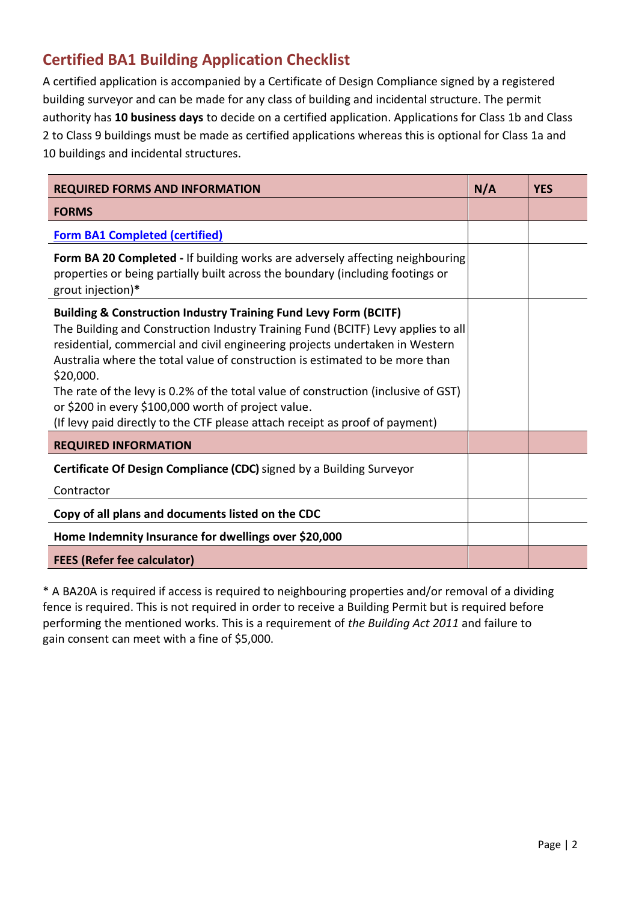## Certified BA1 Building Application Checklist

A certified application is accompanied by a Certificate of Design Compliance signed by a registered building surveyor and can be made for any class of building and incidental structure. The permit authority has **10 business days** to decide on a certified application. Applications for Class 1b and Class 2 to Class 9 buildings must be made as certified applications whereas this is optional for Class 1a and 10 buildings and incidental structures.

| REQUIRED FORMS AND INFORMATION | N/A | YES |
|---|---|---|
| **FORMS** | | |
| **Form BA1 Completed (certified)** | | |
| **Form BA 20 Completed -** If building works are adversely affecting neighbouring properties or being partially built across the boundary (including footings or grout injection)* | | |
| **Building & Construction Industry Training Fund Levy Form (BCITF)**<br>The Building and Construction Industry Training Fund (BCITF) Levy applies to all residential, commercial and civil engineering projects undertaken in Western Australia where the total value of construction is estimated to be more than $20,000.<br>The rate of the levy is 0.2% of the total value of construction (inclusive of GST) or $200 in every $100,000 worth of project value.<br>(If levy paid directly to the CTF please attach receipt as proof of payment) | | |
| **REQUIRED INFORMATION** | | |
| **Certificate Of Design Compliance (CDC)** signed by a Building Surveyor Contractor | | |
| **Copy of all plans and documents listed on the CDC** | | |
| **Home Indemnity Insurance for dwellings over $20,000** | | |
| **FEES (Refer fee calculator)** | | |

* A BA20A is required if access is required to neighbouring properties and/or removal of a dividing fence is required. This is not required in order to receive a Building Permit but is required before performing the mentioned works. This is a requirement of *the Building Act 2011* and failure to gain consent can meet with a fine of $5,000.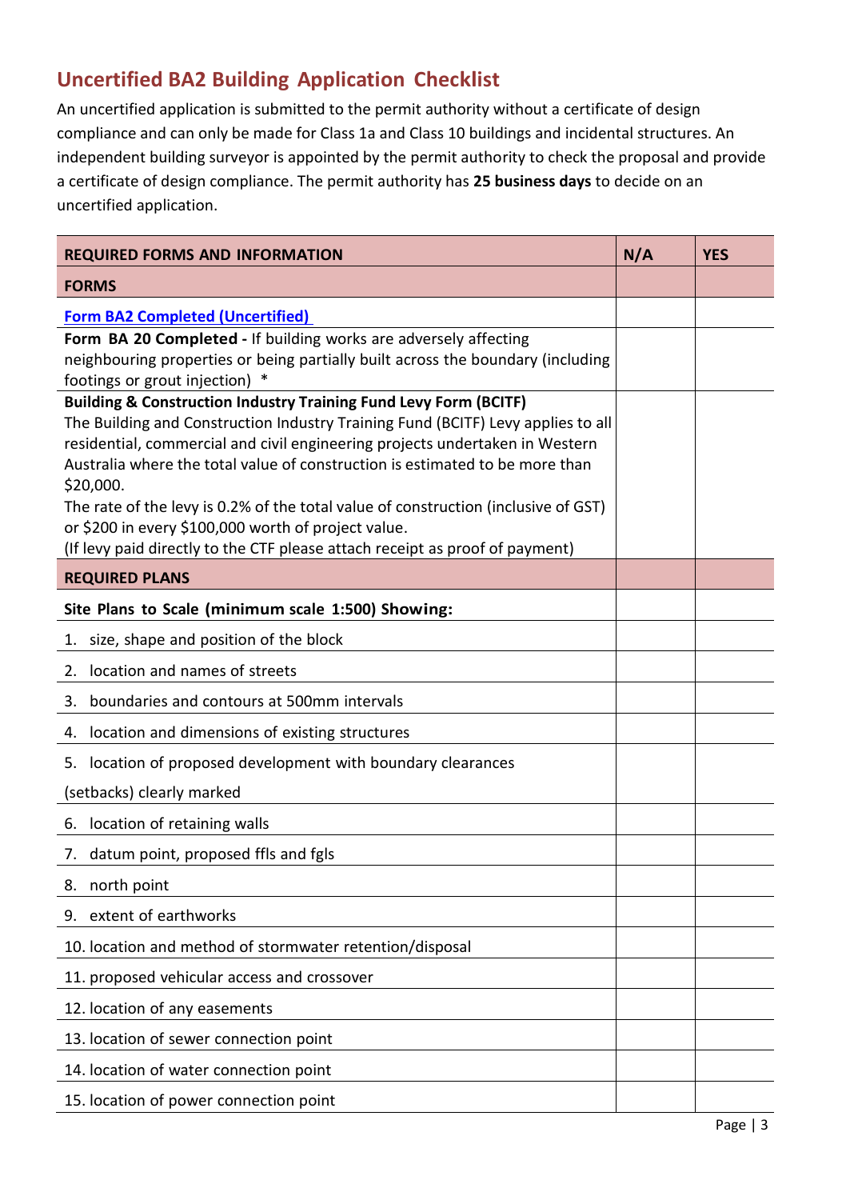## Uncertified BA2 Building Application Checklist

An uncertified application is submitted to the permit authority without a certificate of design compliance and can only be made for Class 1a and Class 10 buildings and incidental structures. An independent building surveyor is appointed by the permit authority to check the proposal and provide a certificate of design compliance. The permit authority has **25 business days** to decide on an uncertified application.

| REQUIRED FORMS AND INFORMATION | N/A | YES |
|---|---|---|
| **FORMS** | | |
| **Form BA2 Completed (Uncertified)** | | |
| **Form BA 20 Completed -** If building works are adversely affecting neighbouring properties or being partially built across the boundary (including footings or grout injection) * | | |
| **Building & Construction Industry Training Fund Levy Form (BCITF)** The Building and Construction Industry Training Fund (BCITF) Levy applies to all residential, commercial and civil engineering projects undertaken in Western Australia where the total value of construction is estimated to be more than $20,000. The rate of the levy is 0.2% of the total value of construction (inclusive of GST) or $200 in every $100,000 worth of project value. (If levy paid directly to the CTF please attach receipt as proof of payment) | | |
| **REQUIRED PLANS** | | |
| **Site Plans to Scale (minimum scale 1:500) Showing:** | | |
| 1. size, shape and position of the block | | |
| 2. location and names of streets | | |
| 3. boundaries and contours at 500mm intervals | | |
| 4. location and dimensions of existing structures | | |
| 5. location of proposed development with boundary clearances (setbacks) clearly marked | | |
| 6. location of retaining walls | | |
| 7. datum point, proposed ffls and fgls | | |
| 8. north point | | |
| 9. extent of earthworks | | |
| 10. location and method of stormwater retention/disposal | | |
| 11. proposed vehicular access and crossover | | |
| 12. location of any easements | | |
| 13. location of sewer connection point | | |
| 14. location of water connection point | | |
| 15. location of power connection point | | |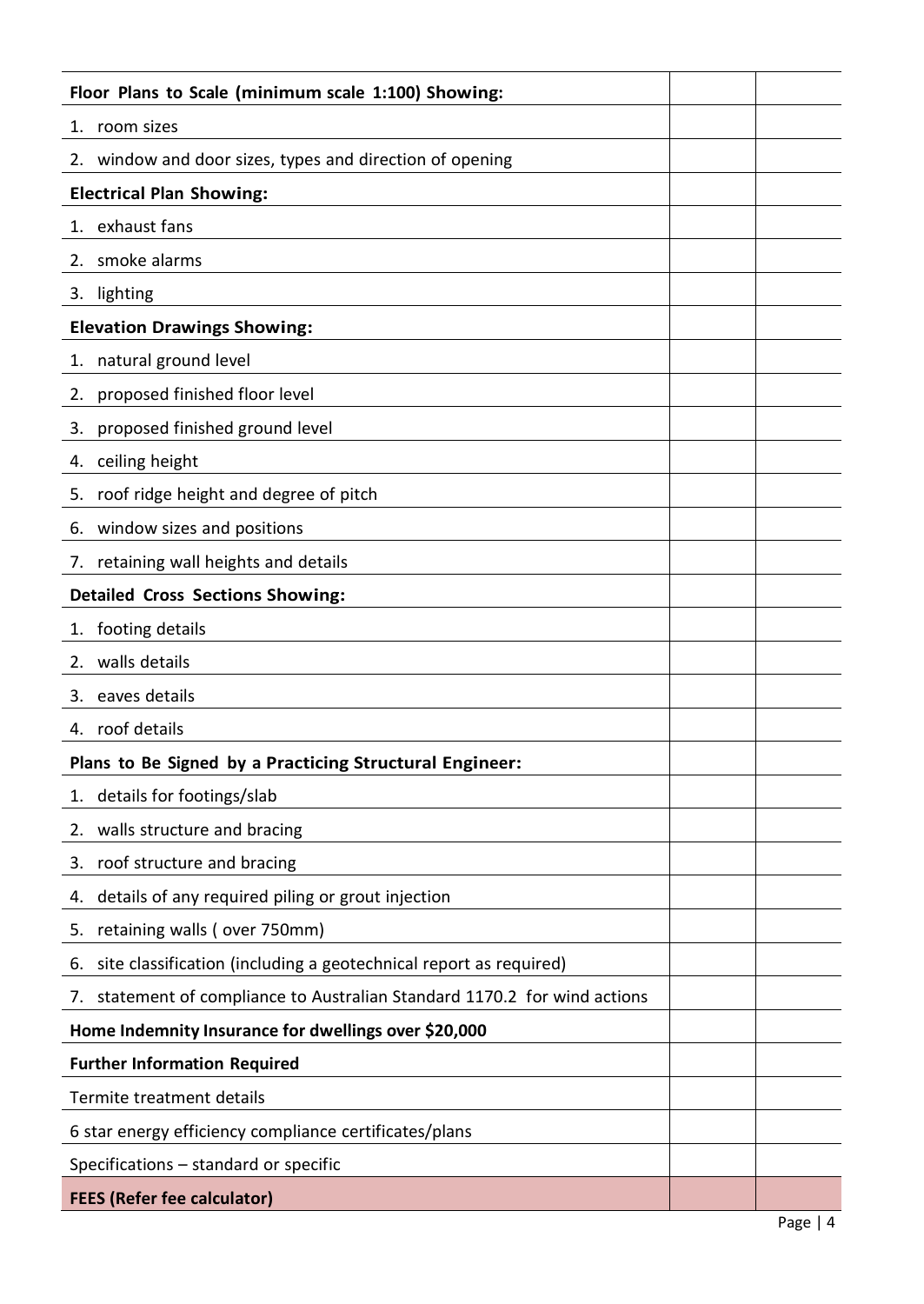| Floor Plans to Scale (minimum scale 1:100) Showing: | | |
|---|---|---|
| 1. room sizes | | |
| 2. window and door sizes, types and direction of opening | | |
| **Electrical Plan Showing:** | | |
| 1. exhaust fans | | |
| 2. smoke alarms | | |
| 3. lighting | | |
| **Elevation Drawings Showing:** | | |
| 1. natural ground level | | |
| 2. proposed finished floor level | | |
| 3. proposed finished ground level | | |
| 4. ceiling height | | |
| 5. roof ridge height and degree of pitch | | |
| 6. window sizes and positions | | |
| 7. retaining wall heights and details | | |
| **Detailed Cross Sections Showing:** | | |
| 1. footing details | | |
| 2. walls details | | |
| 3. eaves details | | |
| 4. roof details | | |
| **Plans to Be Signed by a Practicing Structural Engineer:** | | |
| 1. details for footings/slab | | |
| 2. walls structure and bracing | | |
| 3. roof structure and bracing | | |
| 4. details of any required piling or grout injection | | |
| 5. retaining walls ( over 750mm) | | |
| 6. site classification (including a geotechnical report as required) | | |
| 7. statement of compliance to Australian Standard 1170.2 for wind actions | | |
| **Home Indemnity Insurance for dwellings over $20,000** | | |
| **Further Information Required** | | |
| Termite treatment details | | |
| 6 star energy efficiency compliance certificates/plans | | |
| Specifications – standard or specific | | |
| **FEES (Refer fee calculator)** | | |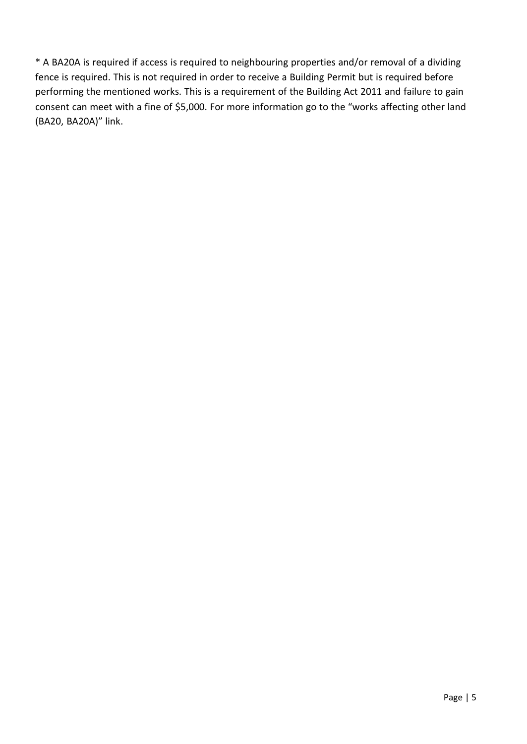* A BA20A is required if access is required to neighbouring properties and/or removal of a dividing fence is required. This is not required in order to receive a Building Permit but is required before performing the mentioned works. This is a requirement of the Building Act 2011 and failure to gain consent can meet with a fine of $5,000. For more information go to the "works affecting other land (BA20, BA20A)" link.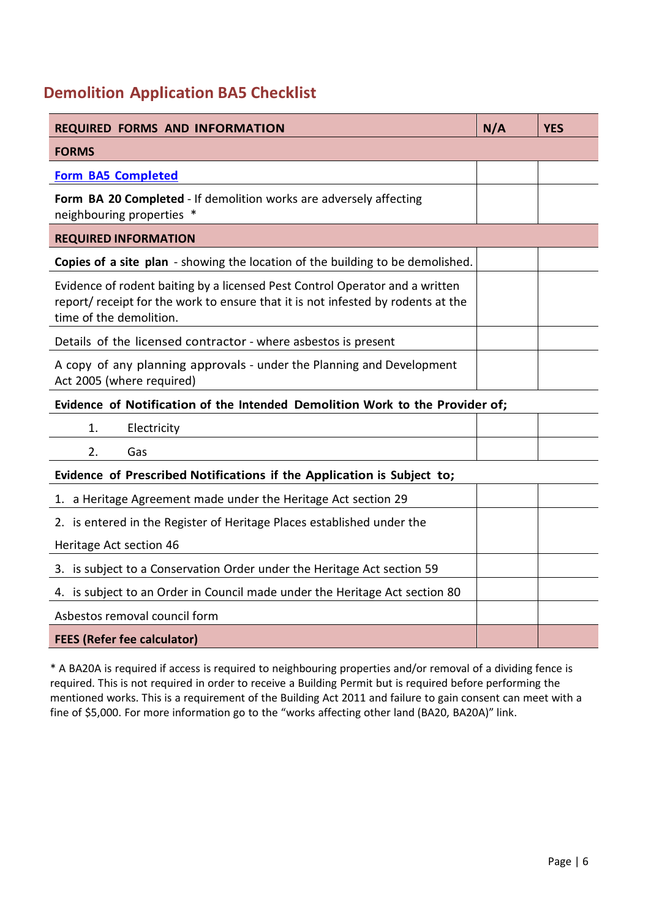## Demolition Application BA5 Checklist

| REQUIRED FORMS AND INFORMATION | N/A | YES |
|---|---|---|
| **FORMS** | | |
| **Form BA5 Completed** | | |
| **Form BA 20 Completed** - If demolition works are adversely affecting neighbouring properties * | | |
| **REQUIRED INFORMATION** | | |
| **Copies of a site plan** - showing the location of the building to be demolished. | | |
| Evidence of rodent baiting by a licensed Pest Control Operator and a written report/ receipt for the work to ensure that it is not infested by rodents at the time of the demolition. | | |
| Details of the licensed contractor - where asbestos is present | | |
| A copy of any planning approvals - under the Planning and Development Act 2005 (where required) | | |
| **Evidence of Notification of the Intended Demolition Work to the Provider of;** | | |
| 1. Electricity | | |
| 2. Gas | | |
| **Evidence of Prescribed Notifications if the Application is Subject to;** | | |
| 1. a Heritage Agreement made under the Heritage Act section 29 | | |
| 2. is entered in the Register of Heritage Places established under the Heritage Act section 46 | | |
| 3. is subject to a Conservation Order under the Heritage Act section 59 | | |
| 4. is subject to an Order in Council made under the Heritage Act section 80 | | |
| Asbestos removal council form | | |
| **FEES (Refer fee calculator)** | | |

* A BA20A is required if access is required to neighbouring properties and/or removal of a dividing fence is required. This is not required in order to receive a Building Permit but is required before performing the mentioned works. This is a requirement of the Building Act 2011 and failure to gain consent can meet with a fine of $5,000. For more information go to the "works affecting other land (BA20, BA20A)" link.